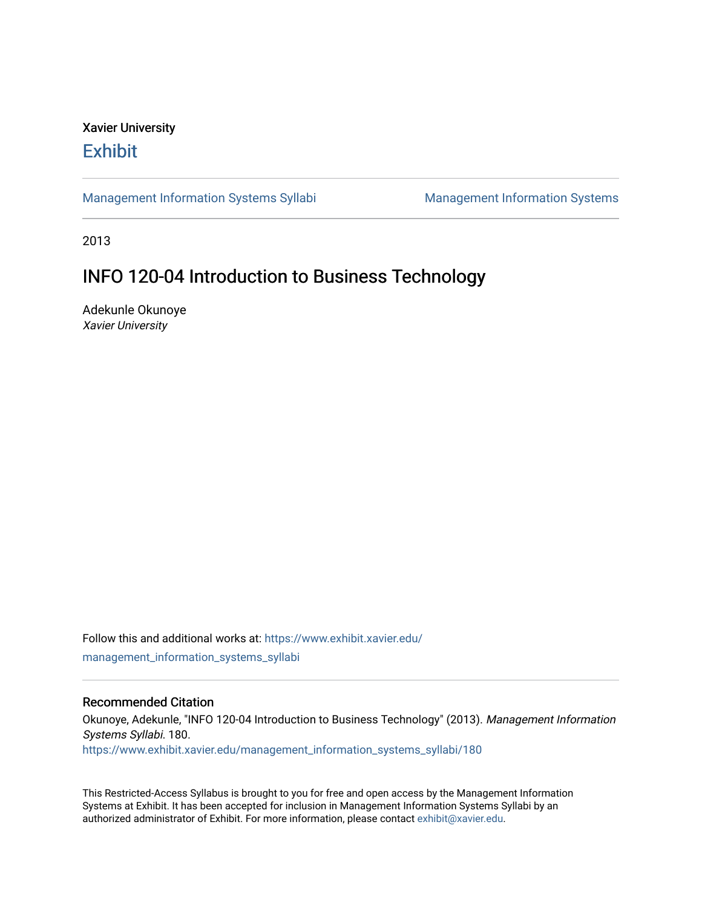Xavier University

**Exhibit**

Management Information Systems Syllabi | Management Information Systems

2013

# INFO 120-04 Introduction to Business Technology

Adekunle Okunoye
*Xavier University*

Follow this and additional works at: https://www.exhibit.xavier.edu/management_information_systems_syllabi

## Recommended Citation

Okunoye, Adekunle, "INFO 120-04 Introduction to Business Technology" (2013). *Management Information Systems Syllabi*. 180.
https://www.exhibit.xavier.edu/management_information_systems_syllabi/180

This Restricted-Access Syllabus is brought to you for free and open access by the Management Information Systems at Exhibit. It has been accepted for inclusion in Management Information Systems Syllabi by an authorized administrator of Exhibit. For more information, please contact exhibit@xavier.edu.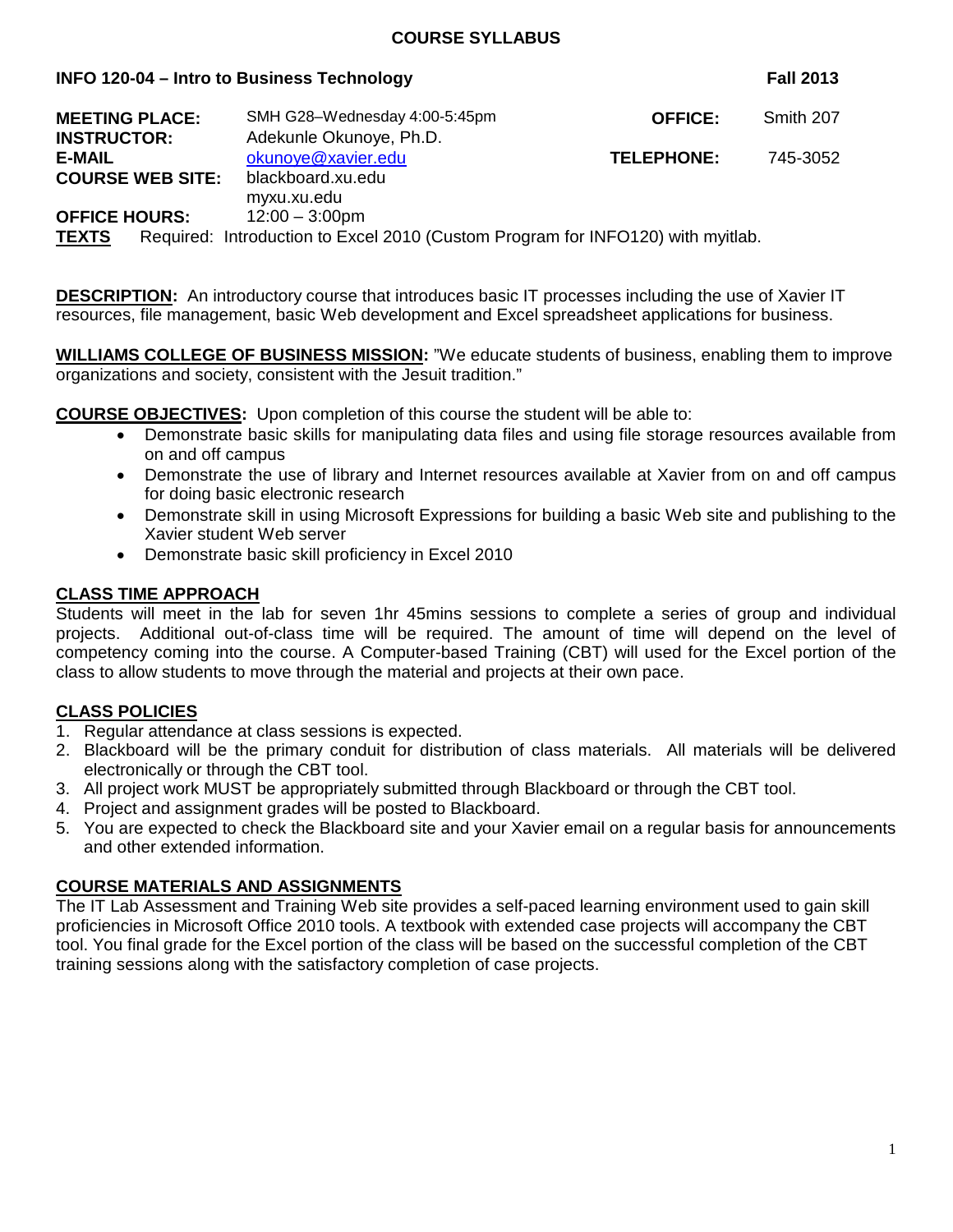**COURSE SYLLABUS**

**INFO 120-04 – Intro to Business Technology** **Fall 2013**

**MEETING PLACE:** SMH G28–Wednesday 4:00-5:45pm **OFFICE:** Smith 207
**INSTRUCTOR:** Adekunle Okunoye, Ph.D.
**E-MAIL** okunoye@xavier.edu **TELEPHONE:** 745-3052
**COURSE WEB SITE:** blackboard.xu.edu
myxu.xu.edu
**OFFICE HOURS:** 12:00 – 3:00pm
**TEXTS** Required: Introduction to Excel 2010 (Custom Program for INFO120) with myitlab.

**DESCRIPTION:** An introductory course that introduces basic IT processes including the use of Xavier IT resources, file management, basic Web development and Excel spreadsheet applications for business.

**WILLIAMS COLLEGE OF BUSINESS MISSION:** "We educate students of business, enabling them to improve organizations and society, consistent with the Jesuit tradition."

**COURSE OBJECTIVES:** Upon completion of this course the student will be able to:

- Demonstrate basic skills for manipulating data files and using file storage resources available from on and off campus
- Demonstrate the use of library and Internet resources available at Xavier from on and off campus for doing basic electronic research
- Demonstrate skill in using Microsoft Expressions for building a basic Web site and publishing to the Xavier student Web server
- Demonstrate basic skill proficiency in Excel 2010

## CLASS TIME APPROACH

Students will meet in the lab for seven 1hr 45mins sessions to complete a series of group and individual projects. Additional out-of-class time will be required. The amount of time will depend on the level of competency coming into the course. A Computer-based Training (CBT) will used for the Excel portion of the class to allow students to move through the material and projects at their own pace.

## CLASS POLICIES

1. Regular attendance at class sessions is expected.
2. Blackboard will be the primary conduit for distribution of class materials. All materials will be delivered electronically or through the CBT tool.
3. All project work MUST be appropriately submitted through Blackboard or through the CBT tool.
4. Project and assignment grades will be posted to Blackboard.
5. You are expected to check the Blackboard site and your Xavier email on a regular basis for announcements and other extended information.

## COURSE MATERIALS AND ASSIGNMENTS

The IT Lab Assessment and Training Web site provides a self-paced learning environment used to gain skill proficiencies in Microsoft Office 2010 tools. A textbook with extended case projects will accompany the CBT tool. You final grade for the Excel portion of the class will be based on the successful completion of the CBT training sessions along with the satisfactory completion of case projects.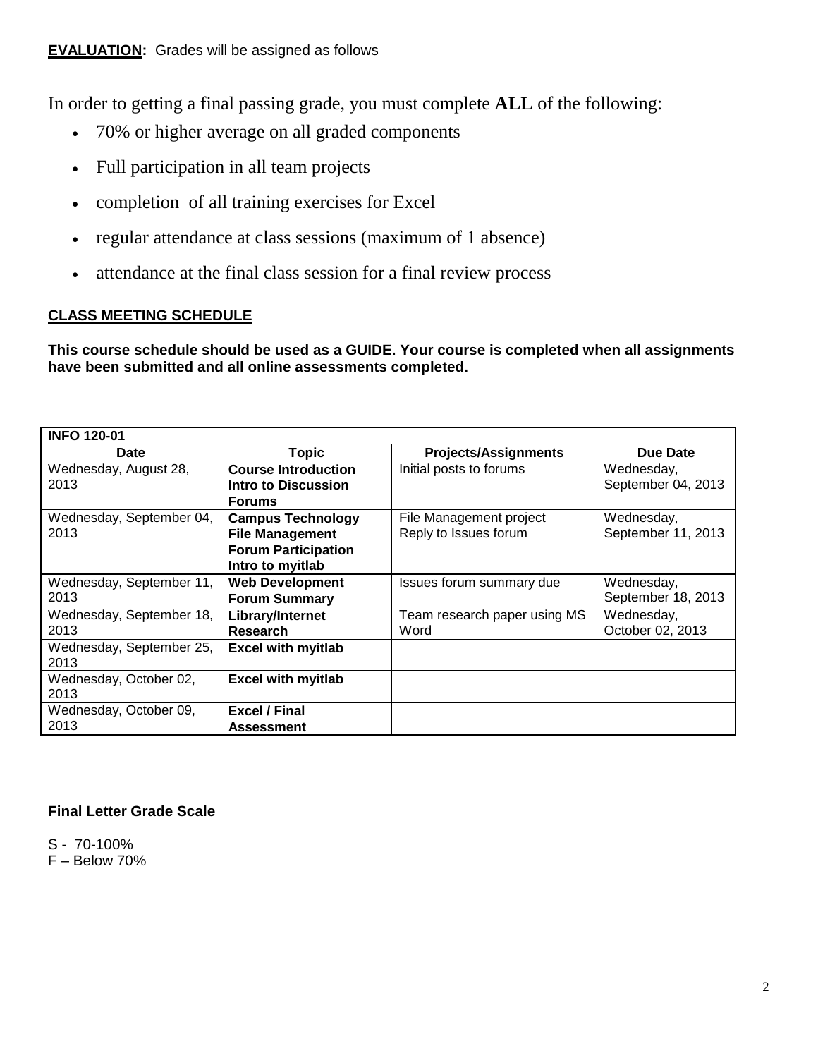**EVALUATION:** Grades will be assigned as follows

In order to getting a final passing grade, you must complete **ALL** of the following:

- 70% or higher average on all graded components
- Full participation in all team projects
- completion of all training exercises for Excel
- regular attendance at class sessions (maximum of 1 absence)
- attendance at the final class session for a final review process

**CLASS MEETING SCHEDULE**

**This course schedule should be used as a GUIDE. Your course is completed when all assignments have been submitted and all online assessments completed.**

| **INFO 120-01** | | | |
|---|---|---|---|
| **Date** | **Topic** | **Projects/Assignments** | **Due Date** |
| Wednesday, August 28, 2013 | **Course Introduction Intro to Discussion Forums** | Initial posts to forums | Wednesday, September 04, 2013 |
| Wednesday, September 04, 2013 | **Campus Technology File Management Forum Participation Intro to myitlab** | File Management project Reply to Issues forum | Wednesday, September 11, 2013 |
| Wednesday, September 11, 2013 | **Web Development Forum Summary** | Issues forum summary due | Wednesday, September 18, 2013 |
| Wednesday, September 18, 2013 | **Library/Internet Research** | Team research paper using MS Word | Wednesday, October 02, 2013 |
| Wednesday, September 25, 2013 | **Excel with myitlab** | | |
| Wednesday, October 02, 2013 | **Excel with myitlab** | | |
| Wednesday, October 09, 2013 | **Excel / Final Assessment** | | |

**Final Letter Grade Scale**

S - 70-100%
F – Below 70%